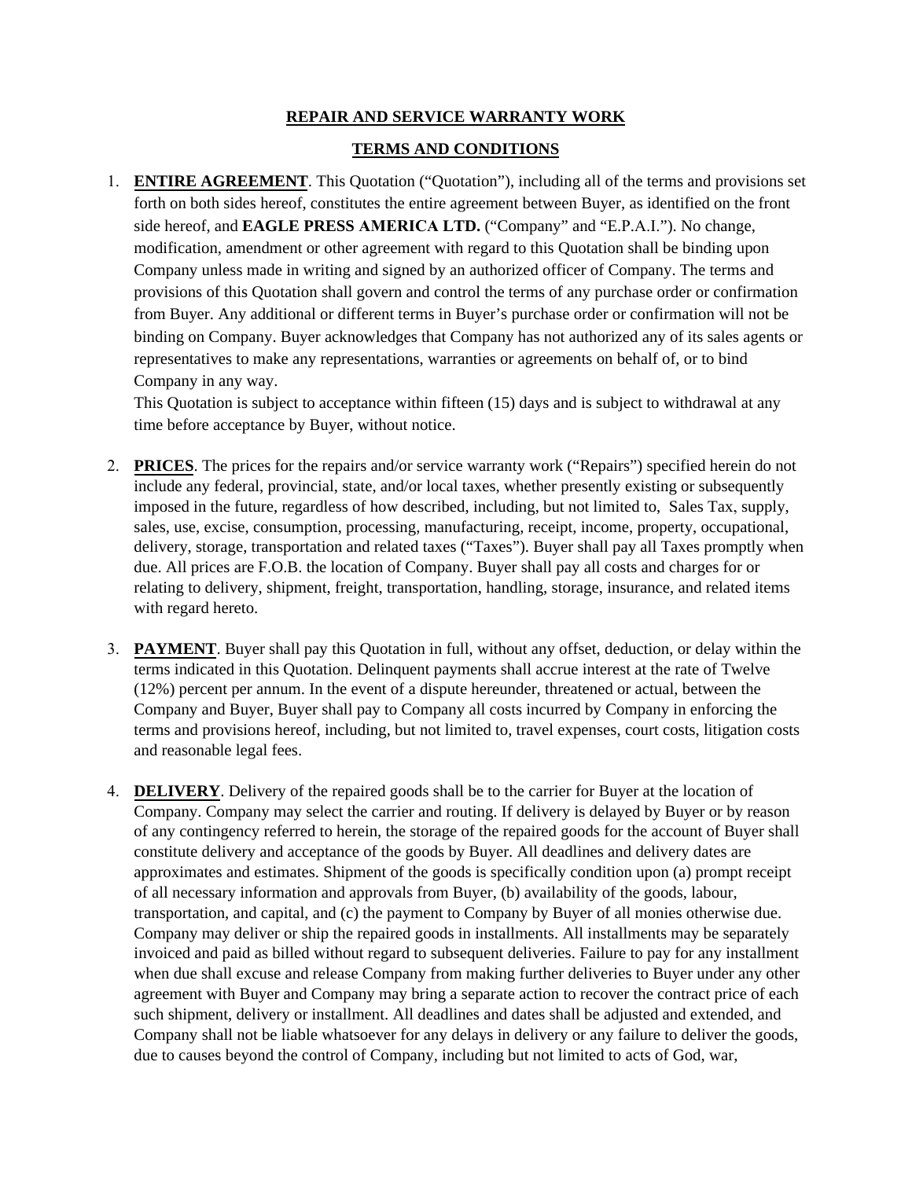**REPAIR AND SERVICE WARRANTY WORK**

**TERMS AND CONDITIONS**

1. **ENTIRE AGREEMENT**. This Quotation ("Quotation"), including all of the terms and provisions set forth on both sides hereof, constitutes the entire agreement between Buyer, as identified on the front side hereof, and **EAGLE PRESS AMERICA LTD.** ("Company" and "E.P.A.I."). No change, modification, amendment or other agreement with regard to this Quotation shall be binding upon Company unless made in writing and signed by an authorized officer of Company. The terms and provisions of this Quotation shall govern and control the terms of any purchase order or confirmation from Buyer. Any additional or different terms in Buyer's purchase order or confirmation will not be binding on Company. Buyer acknowledges that Company has not authorized any of its sales agents or representatives to make any representations, warranties or agreements on behalf of, or to bind Company in any way.
   This Quotation is subject to acceptance within fifteen (15) days and is subject to withdrawal at any time before acceptance by Buyer, without notice.

2. **PRICES**. The prices for the repairs and/or service warranty work ("Repairs") specified herein do not include any federal, provincial, state, and/or local taxes, whether presently existing or subsequently imposed in the future, regardless of how described, including, but not limited to, Sales Tax, supply, sales, use, excise, consumption, processing, manufacturing, receipt, income, property, occupational, delivery, storage, transportation and related taxes ("Taxes"). Buyer shall pay all Taxes promptly when due. All prices are F.O.B. the location of Company. Buyer shall pay all costs and charges for or relating to delivery, shipment, freight, transportation, handling, storage, insurance, and related items with regard hereto.

3. **PAYMENT**. Buyer shall pay this Quotation in full, without any offset, deduction, or delay within the terms indicated in this Quotation. Delinquent payments shall accrue interest at the rate of Twelve (12%) percent per annum. In the event of a dispute hereunder, threatened or actual, between the Company and Buyer, Buyer shall pay to Company all costs incurred by Company in enforcing the terms and provisions hereof, including, but not limited to, travel expenses, court costs, litigation costs and reasonable legal fees.

4. **DELIVERY**. Delivery of the repaired goods shall be to the carrier for Buyer at the location of Company. Company may select the carrier and routing. If delivery is delayed by Buyer or by reason of any contingency referred to herein, the storage of the repaired goods for the account of Buyer shall constitute delivery and acceptance of the goods by Buyer. All deadlines and delivery dates are approximates and estimates. Shipment of the goods is specifically condition upon (a) prompt receipt of all necessary information and approvals from Buyer, (b) availability of the goods, labour, transportation, and capital, and (c) the payment to Company by Buyer of all monies otherwise due. Company may deliver or ship the repaired goods in installments. All installments may be separately invoiced and paid as billed without regard to subsequent deliveries. Failure to pay for any installment when due shall excuse and release Company from making further deliveries to Buyer under any other agreement with Buyer and Company may bring a separate action to recover the contract price of each such shipment, delivery or installment. All deadlines and dates shall be adjusted and extended, and Company shall not be liable whatsoever for any delays in delivery or any failure to deliver the goods, due to causes beyond the control of Company, including but not limited to acts of God, war,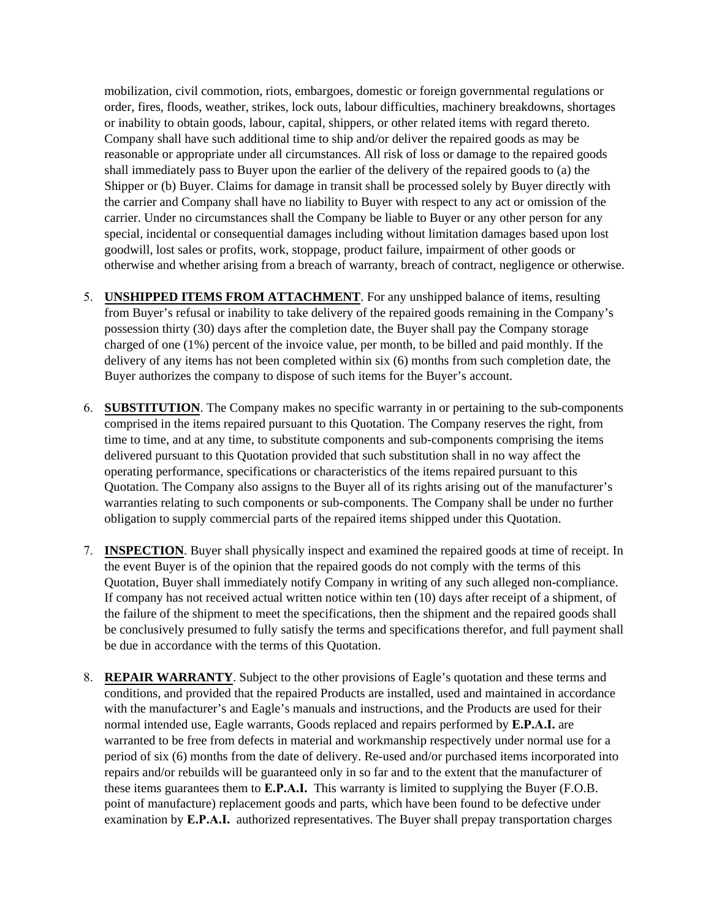mobilization, civil commotion, riots, embargoes, domestic or foreign governmental regulations or order, fires, floods, weather, strikes, lock outs, labour difficulties, machinery breakdowns, shortages or inability to obtain goods, labour, capital, shippers, or other related items with regard thereto. Company shall have such additional time to ship and/or deliver the repaired goods as may be reasonable or appropriate under all circumstances. All risk of loss or damage to the repaired goods shall immediately pass to Buyer upon the earlier of the delivery of the repaired goods to (a) the Shipper or (b) Buyer. Claims for damage in transit shall be processed solely by Buyer directly with the carrier and Company shall have no liability to Buyer with respect to any act or omission of the carrier. Under no circumstances shall the Company be liable to Buyer or any other person for any special, incidental or consequential damages including without limitation damages based upon lost goodwill, lost sales or profits, work, stoppage, product failure, impairment of other goods or otherwise and whether arising from a breach of warranty, breach of contract, negligence or otherwise.

5. **UNSHIPPED ITEMS FROM ATTACHMENT**. For any unshipped balance of items, resulting from Buyer's refusal or inability to take delivery of the repaired goods remaining in the Company's possession thirty (30) days after the completion date, the Buyer shall pay the Company storage charged of one (1%) percent of the invoice value, per month, to be billed and paid monthly. If the delivery of any items has not been completed within six (6) months from such completion date, the Buyer authorizes the company to dispose of such items for the Buyer's account.

6. **SUBSTITUTION**. The Company makes no specific warranty in or pertaining to the sub-components comprised in the items repaired pursuant to this Quotation. The Company reserves the right, from time to time, and at any time, to substitute components and sub-components comprising the items delivered pursuant to this Quotation provided that such substitution shall in no way affect the operating performance, specifications or characteristics of the items repaired pursuant to this Quotation. The Company also assigns to the Buyer all of its rights arising out of the manufacturer's warranties relating to such components or sub-components. The Company shall be under no further obligation to supply commercial parts of the repaired items shipped under this Quotation.

7. **INSPECTION**. Buyer shall physically inspect and examined the repaired goods at time of receipt. In the event Buyer is of the opinion that the repaired goods do not comply with the terms of this Quotation, Buyer shall immediately notify Company in writing of any such alleged non-compliance. If company has not received actual written notice within ten (10) days after receipt of a shipment, of the failure of the shipment to meet the specifications, then the shipment and the repaired goods shall be conclusively presumed to fully satisfy the terms and specifications therefor, and full payment shall be due in accordance with the terms of this Quotation.

8. **REPAIR WARRANTY**. Subject to the other provisions of Eagle's quotation and these terms and conditions, and provided that the repaired Products are installed, used and maintained in accordance with the manufacturer's and Eagle's manuals and instructions, and the Products are used for their normal intended use, Eagle warrants, Goods replaced and repairs performed by **E.P.A.I.** are warranted to be free from defects in material and workmanship respectively under normal use for a period of six (6) months from the date of delivery. Re-used and/or purchased items incorporated into repairs and/or rebuilds will be guaranteed only in so far and to the extent that the manufacturer of these items guarantees them to **E.P.A.I.** This warranty is limited to supplying the Buyer (F.O.B. point of manufacture) replacement goods and parts, which have been found to be defective under examination by **E.P.A.I.** authorized representatives. The Buyer shall prepay transportation charges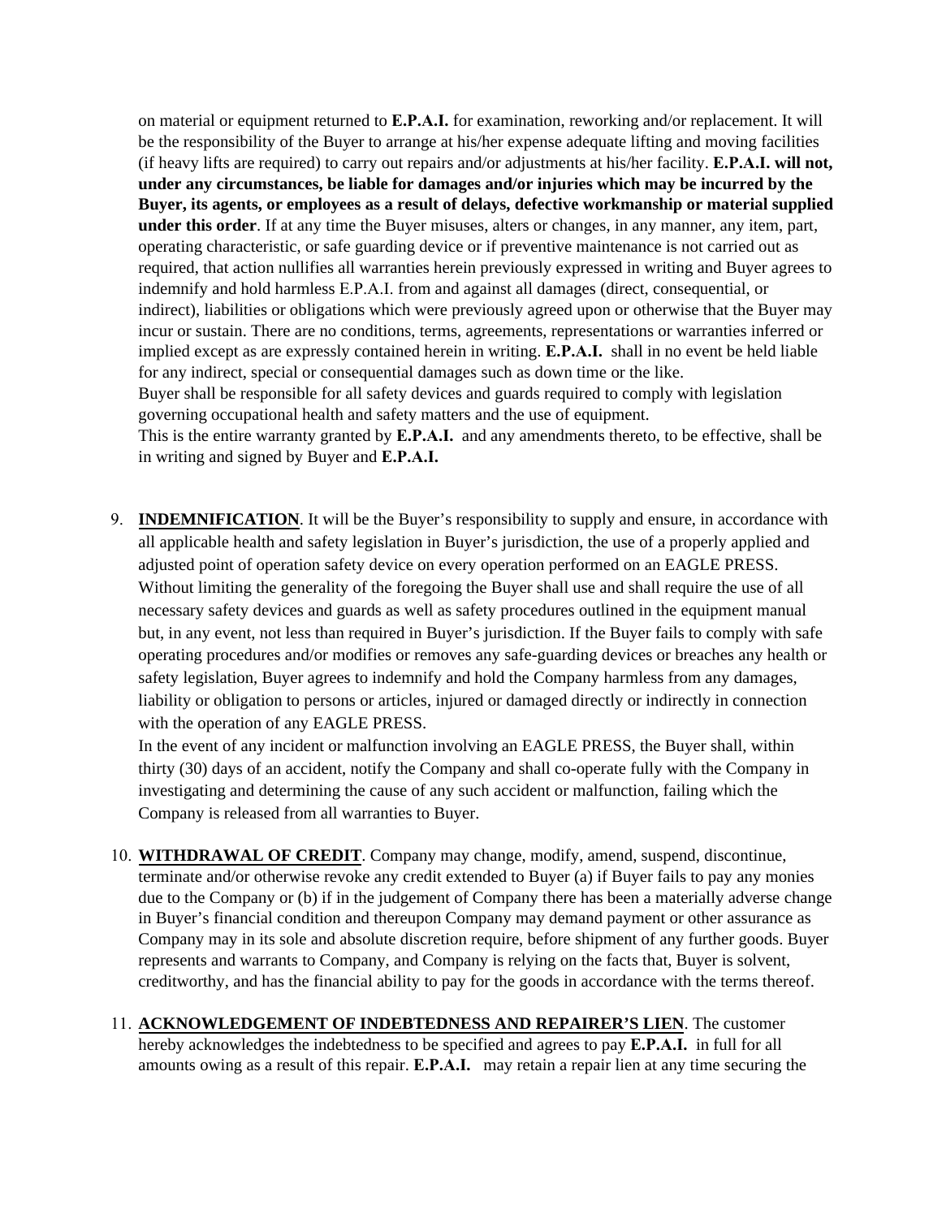on material or equipment returned to **E.P.A.I.** for examination, reworking and/or replacement. It will be the responsibility of the Buyer to arrange at his/her expense adequate lifting and moving facilities (if heavy lifts are required) to carry out repairs and/or adjustments at his/her facility. **E.P.A.I. will not, under any circumstances, be liable for damages and/or injuries which may be incurred by the Buyer, its agents, or employees as a result of delays, defective workmanship or material supplied under this order**. If at any time the Buyer misuses, alters or changes, in any manner, any item, part, operating characteristic, or safe guarding device or if preventive maintenance is not carried out as required, that action nullifies all warranties herein previously expressed in writing and Buyer agrees to indemnify and hold harmless E.P.A.I. from and against all damages (direct, consequential, or indirect), liabilities or obligations which were previously agreed upon or otherwise that the Buyer may incur or sustain. There are no conditions, terms, agreements, representations or warranties inferred or implied except as are expressly contained herein in writing. **E.P.A.I.** shall in no event be held liable for any indirect, special or consequential damages such as down time or the like.
Buyer shall be responsible for all safety devices and guards required to comply with legislation governing occupational health and safety matters and the use of equipment.
This is the entire warranty granted by **E.P.A.I.** and any amendments thereto, to be effective, shall be in writing and signed by Buyer and **E.P.A.I.**

9. **INDEMNIFICATION**. It will be the Buyer's responsibility to supply and ensure, in accordance with all applicable health and safety legislation in Buyer's jurisdiction, the use of a properly applied and adjusted point of operation safety device on every operation performed on an EAGLE PRESS. Without limiting the generality of the foregoing the Buyer shall use and shall require the use of all necessary safety devices and guards as well as safety procedures outlined in the equipment manual but, in any event, not less than required in Buyer's jurisdiction. If the Buyer fails to comply with safe operating procedures and/or modifies or removes any safe-guarding devices or breaches any health or safety legislation, Buyer agrees to indemnify and hold the Company harmless from any damages, liability or obligation to persons or articles, injured or damaged directly or indirectly in connection with the operation of any EAGLE PRESS.
In the event of any incident or malfunction involving an EAGLE PRESS, the Buyer shall, within thirty (30) days of an accident, notify the Company and shall co-operate fully with the Company in investigating and determining the cause of any such accident or malfunction, failing which the Company is released from all warranties to Buyer.

10. **WITHDRAWAL OF CREDIT**. Company may change, modify, amend, suspend, discontinue, terminate and/or otherwise revoke any credit extended to Buyer (a) if Buyer fails to pay any monies due to the Company or (b) if in the judgement of Company there has been a materially adverse change in Buyer's financial condition and thereupon Company may demand payment or other assurance as Company may in its sole and absolute discretion require, before shipment of any further goods. Buyer represents and warrants to Company, and Company is relying on the facts that, Buyer is solvent, creditworthy, and has the financial ability to pay for the goods in accordance with the terms thereof.

11. **ACKNOWLEDGEMENT OF INDEBTEDNESS AND REPAIRER'S LIEN**. The customer hereby acknowledges the indebtedness to be specified and agrees to pay **E.P.A.I.** in full for all amounts owing as a result of this repair. **E.P.A.I.** may retain a repair lien at any time securing the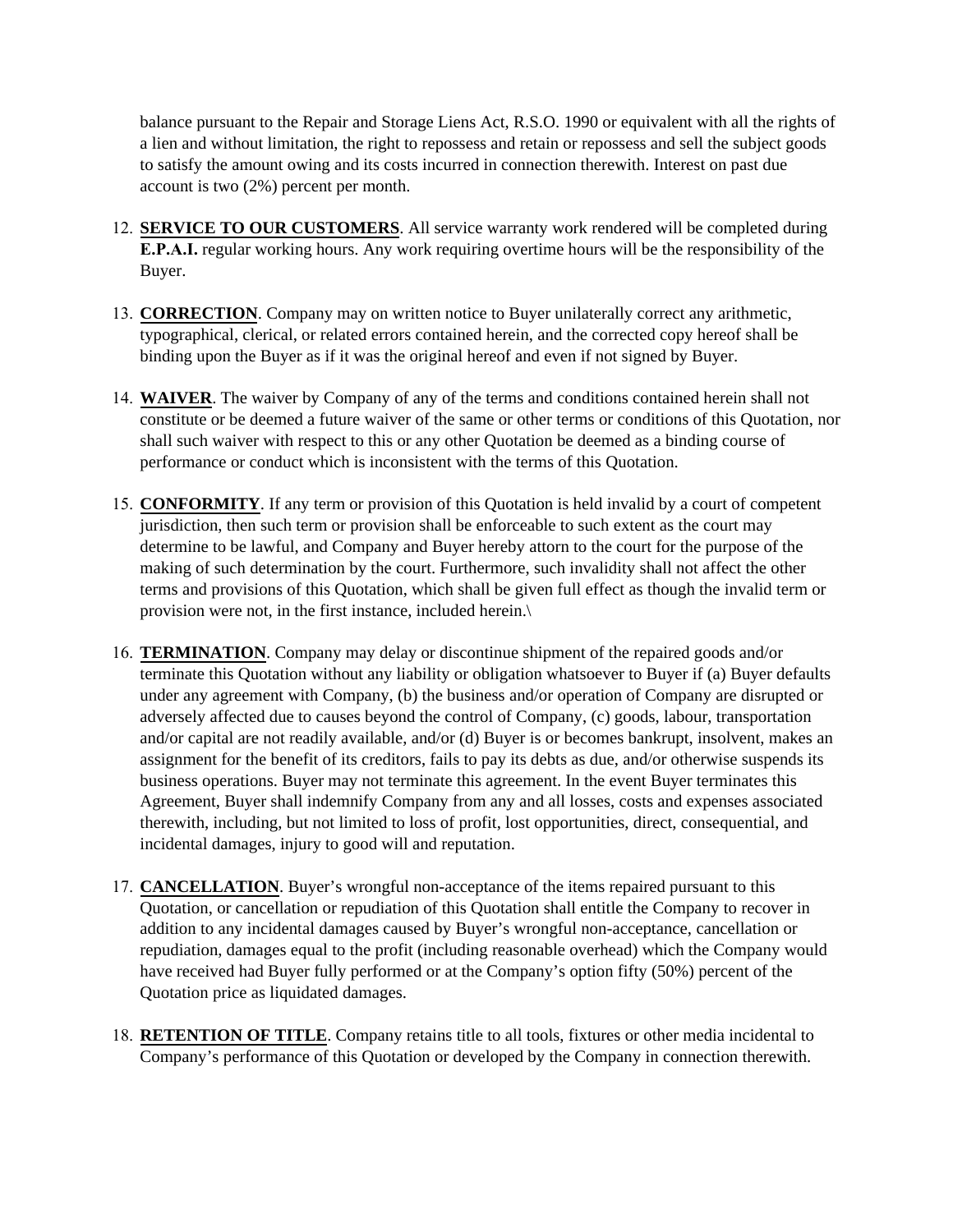balance pursuant to the Repair and Storage Liens Act, R.S.O. 1990 or equivalent with all the rights of a lien and without limitation, the right to repossess and retain or repossess and sell the subject goods to satisfy the amount owing and its costs incurred in connection therewith. Interest on past due account is two (2%) percent per month.

12. **SERVICE TO OUR CUSTOMERS**. All service warranty work rendered will be completed during **E.P.A.I.** regular working hours. Any work requiring overtime hours will be the responsibility of the Buyer.

13. **CORRECTION**. Company may on written notice to Buyer unilaterally correct any arithmetic, typographical, clerical, or related errors contained herein, and the corrected copy hereof shall be binding upon the Buyer as if it was the original hereof and even if not signed by Buyer.

14. **WAIVER**. The waiver by Company of any of the terms and conditions contained herein shall not constitute or be deemed a future waiver of the same or other terms or conditions of this Quotation, nor shall such waiver with respect to this or any other Quotation be deemed as a binding course of performance or conduct which is inconsistent with the terms of this Quotation.

15. **CONFORMITY**. If any term or provision of this Quotation is held invalid by a court of competent jurisdiction, then such term or provision shall be enforceable to such extent as the court may determine to be lawful, and Company and Buyer hereby attorn to the court for the purpose of the making of such determination by the court. Furthermore, such invalidity shall not affect the other terms and provisions of this Quotation, which shall be given full effect as though the invalid term or provision were not, in the first instance, included herein.\

16. **TERMINATION**. Company may delay or discontinue shipment of the repaired goods and/or terminate this Quotation without any liability or obligation whatsoever to Buyer if (a) Buyer defaults under any agreement with Company, (b) the business and/or operation of Company are disrupted or adversely affected due to causes beyond the control of Company, (c) goods, labour, transportation and/or capital are not readily available, and/or (d) Buyer is or becomes bankrupt, insolvent, makes an assignment for the benefit of its creditors, fails to pay its debts as due, and/or otherwise suspends its business operations. Buyer may not terminate this agreement. In the event Buyer terminates this Agreement, Buyer shall indemnify Company from any and all losses, costs and expenses associated therewith, including, but not limited to loss of profit, lost opportunities, direct, consequential, and incidental damages, injury to good will and reputation.

17. **CANCELLATION**. Buyer's wrongful non-acceptance of the items repaired pursuant to this Quotation, or cancellation or repudiation of this Quotation shall entitle the Company to recover in addition to any incidental damages caused by Buyer's wrongful non-acceptance, cancellation or repudiation, damages equal to the profit (including reasonable overhead) which the Company would have received had Buyer fully performed or at the Company's option fifty (50%) percent of the Quotation price as liquidated damages.

18. **RETENTION OF TITLE**. Company retains title to all tools, fixtures or other media incidental to Company's performance of this Quotation or developed by the Company in connection therewith.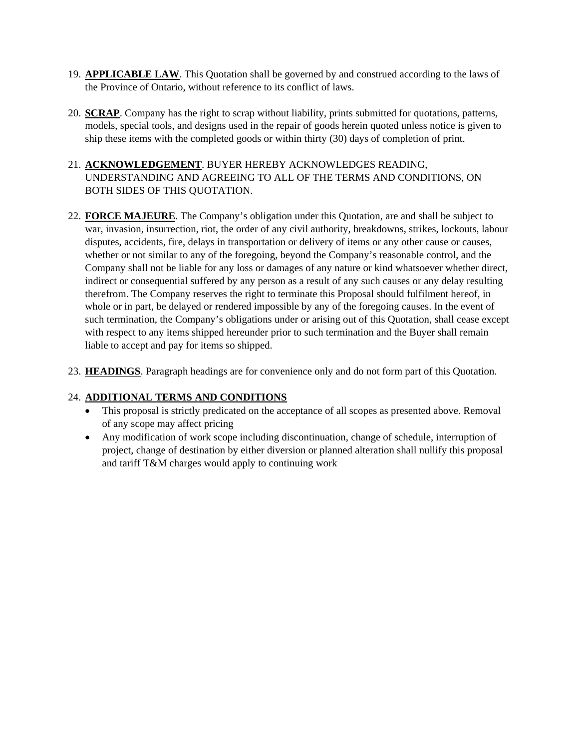19. **APPLICABLE LAW**. This Quotation shall be governed by and construed according to the laws of the Province of Ontario, without reference to its conflict of laws.

20. **SCRAP**. Company has the right to scrap without liability, prints submitted for quotations, patterns, models, special tools, and designs used in the repair of goods herein quoted unless notice is given to ship these items with the completed goods or within thirty (30) days of completion of print.

21. **ACKNOWLEDGEMENT**. BUYER HEREBY ACKNOWLEDGES READING, UNDERSTANDING AND AGREEING TO ALL OF THE TERMS AND CONDITIONS, ON BOTH SIDES OF THIS QUOTATION.

22. **FORCE MAJEURE**. The Company's obligation under this Quotation, are and shall be subject to war, invasion, insurrection, riot, the order of any civil authority, breakdowns, strikes, lockouts, labour disputes, accidents, fire, delays in transportation or delivery of items or any other cause or causes, whether or not similar to any of the foregoing, beyond the Company's reasonable control, and the Company shall not be liable for any loss or damages of any nature or kind whatsoever whether direct, indirect or consequential suffered by any person as a result of any such causes or any delay resulting therefrom. The Company reserves the right to terminate this Proposal should fulfilment hereof, in whole or in part, be delayed or rendered impossible by any of the foregoing causes. In the event of such termination, the Company's obligations under or arising out of this Quotation, shall cease except with respect to any items shipped hereunder prior to such termination and the Buyer shall remain liable to accept and pay for items so shipped.

23. **HEADINGS**. Paragraph headings are for convenience only and do not form part of this Quotation.

24. **ADDITIONAL TERMS AND CONDITIONS**
    - This proposal is strictly predicated on the acceptance of all scopes as presented above. Removal of any scope may affect pricing
    - Any modification of work scope including discontinuation, change of schedule, interruption of project, change of destination by either diversion or planned alteration shall nullify this proposal and tariff T&M charges would apply to continuing work